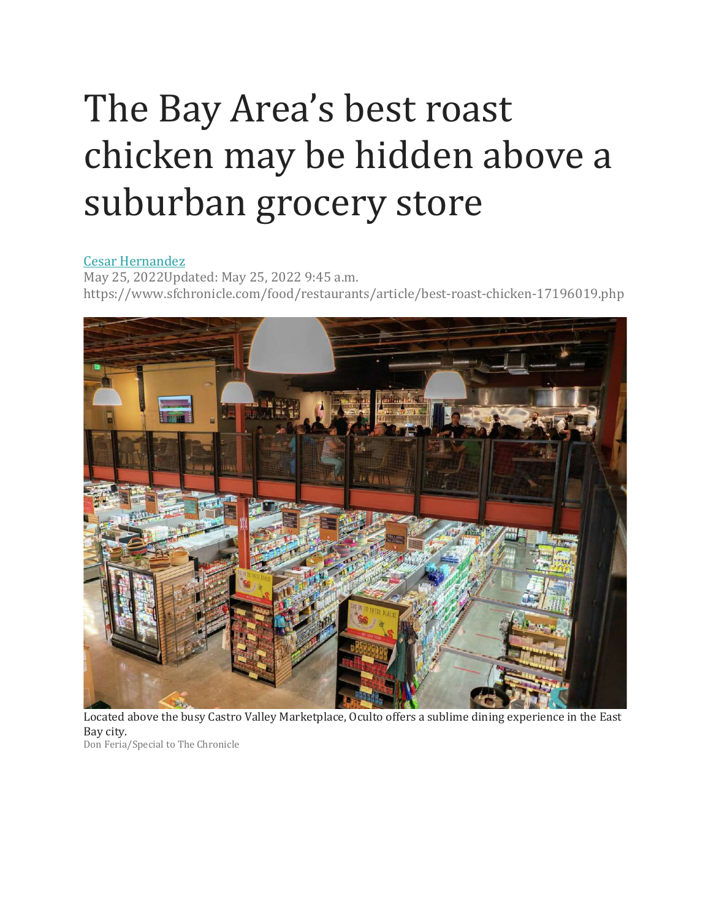# The Bay Area's best roast chicken may be hidden above a suburban grocery store

[Cesar Hernandez](#)

May 25, 2022Updated: May 25, 2022 9:45 a.m.

https://www.sfchronicle.com/food/restaurants/article/best-roast-chicken-17196019.php

Located above the busy Castro Valley Marketplace, Oculto offers a sublime dining experience in the East Bay city.

Don Feria/Special to The Chronicle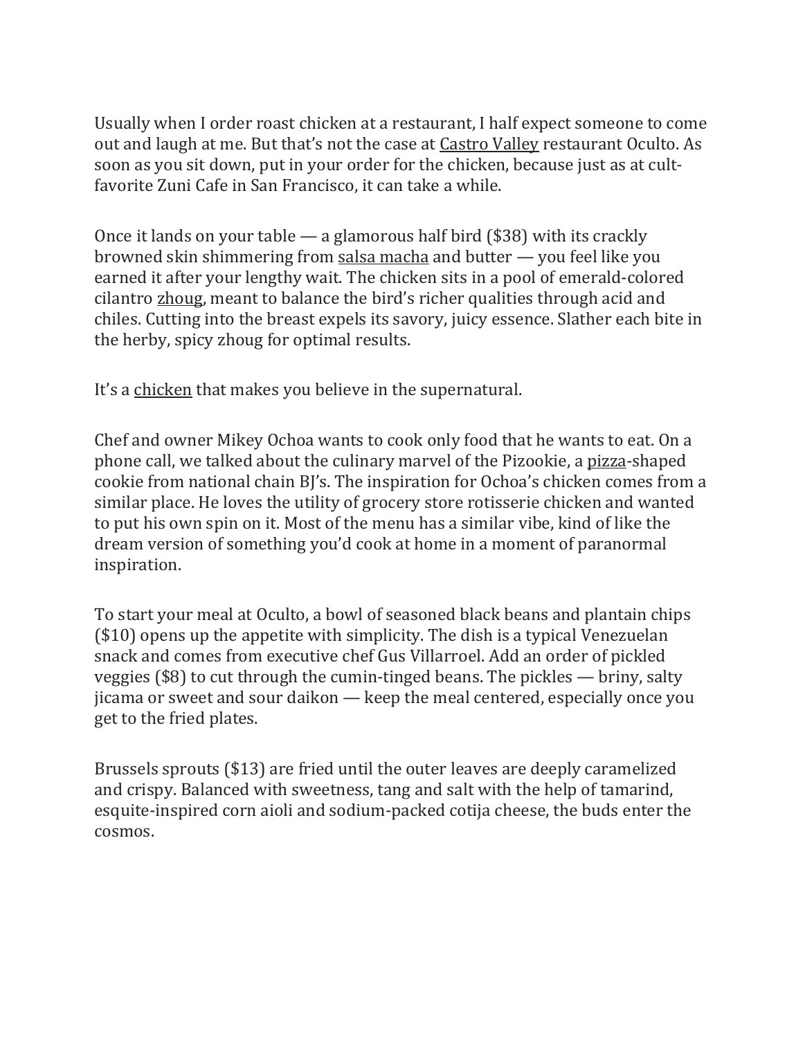Usually when I order roast chicken at a restaurant, I half expect someone to come out and laugh at me. But that's not the case at Castro Valley restaurant Oculto. As soon as you sit down, put in your order for the chicken, because just as at cult-favorite Zuni Cafe in San Francisco, it can take a while.

Once it lands on your table — a glamorous half bird ($38) with its crackly browned skin shimmering from salsa macha and butter — you feel like you earned it after your lengthy wait. The chicken sits in a pool of emerald-colored cilantro zhoug, meant to balance the bird's richer qualities through acid and chiles. Cutting into the breast expels its savory, juicy essence. Slather each bite in the herby, spicy zhoug for optimal results.

It's a chicken that makes you believe in the supernatural.

Chef and owner Mikey Ochoa wants to cook only food that he wants to eat. On a phone call, we talked about the culinary marvel of the Pizookie, a pizza-shaped cookie from national chain BJ's. The inspiration for Ochoa's chicken comes from a similar place. He loves the utility of grocery store rotisserie chicken and wanted to put his own spin on it. Most of the menu has a similar vibe, kind of like the dream version of something you'd cook at home in a moment of paranormal inspiration.

To start your meal at Oculto, a bowl of seasoned black beans and plantain chips ($10) opens up the appetite with simplicity. The dish is a typical Venezuelan snack and comes from executive chef Gus Villarroel. Add an order of pickled veggies ($8) to cut through the cumin-tinged beans. The pickles — briny, salty jicama or sweet and sour daikon — keep the meal centered, especially once you get to the fried plates.

Brussels sprouts ($13) are fried until the outer leaves are deeply caramelized and crispy. Balanced with sweetness, tang and salt with the help of tamarind, esquite-inspired corn aioli and sodium-packed cotija cheese, the buds enter the cosmos.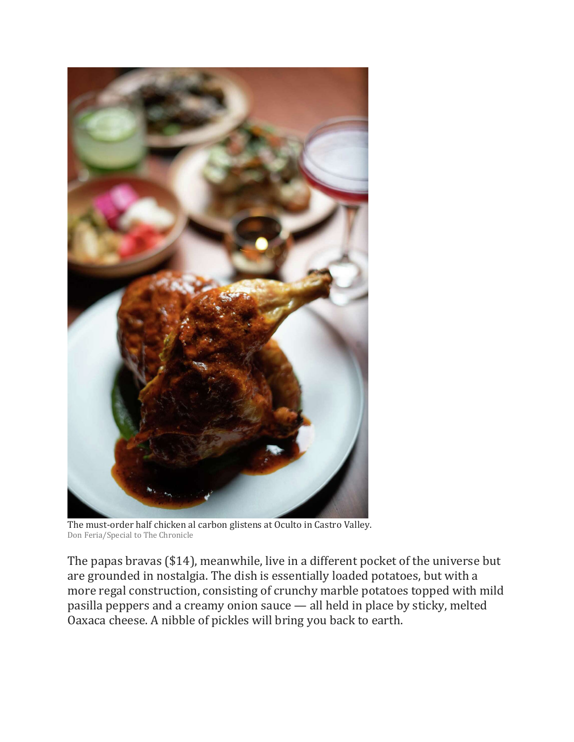The must-order half chicken al carbon glistens at Oculto in Castro Valley.
Don Feria/Special to The Chronicle

The papas bravas ($14), meanwhile, live in a different pocket of the universe but are grounded in nostalgia. The dish is essentially loaded potatoes, but with a more regal construction, consisting of crunchy marble potatoes topped with mild pasilla peppers and a creamy onion sauce — all held in place by sticky, melted Oaxaca cheese. A nibble of pickles will bring you back to earth.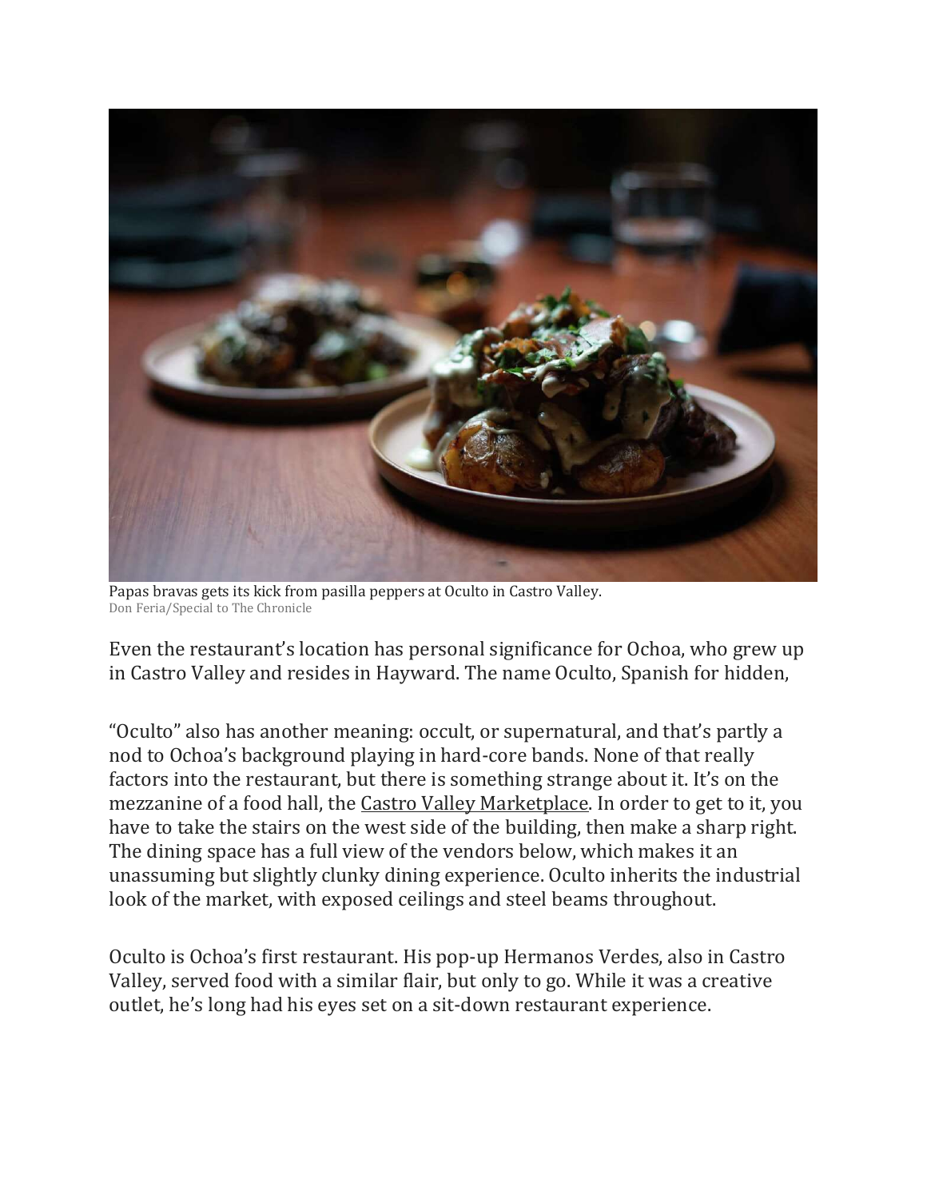Papas bravas gets its kick from pasilla peppers at Oculto in Castro Valley.
Don Feria/Special to The Chronicle

Even the restaurant's location has personal significance for Ochoa, who grew up in Castro Valley and resides in Hayward. The name Oculto, Spanish for hidden,

"Oculto" also has another meaning: occult, or supernatural, and that's partly a nod to Ochoa's background playing in hard-core bands. None of that really factors into the restaurant, but there is something strange about it. It's on the mezzanine of a food hall, the Castro Valley Marketplace. In order to get to it, you have to take the stairs on the west side of the building, then make a sharp right. The dining space has a full view of the vendors below, which makes it an unassuming but slightly clunky dining experience. Oculto inherits the industrial look of the market, with exposed ceilings and steel beams throughout.

Oculto is Ochoa's first restaurant. His pop-up Hermanos Verdes, also in Castro Valley, served food with a similar flair, but only to go. While it was a creative outlet, he's long had his eyes set on a sit-down restaurant experience.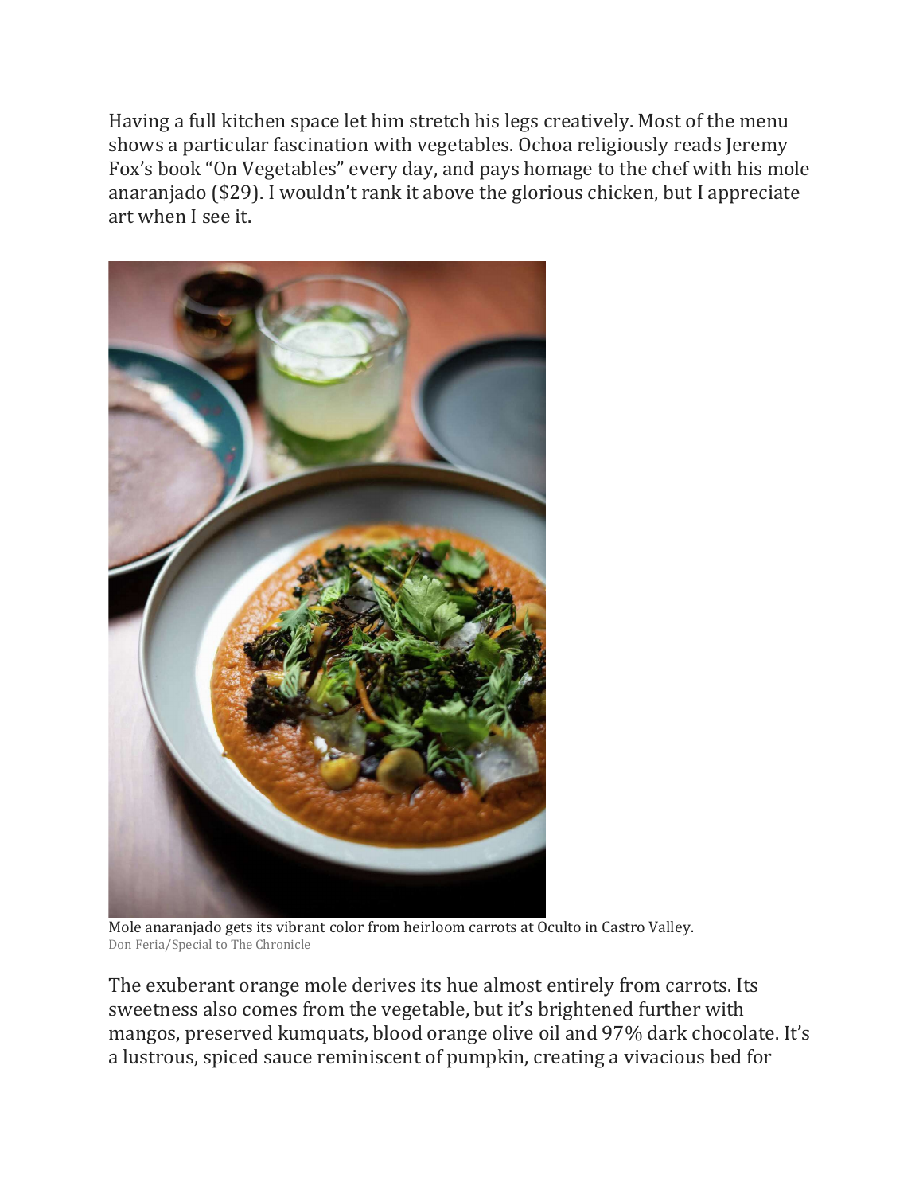Having a full kitchen space let him stretch his legs creatively. Most of the menu shows a particular fascination with vegetables. Ochoa religiously reads Jeremy Fox's book "On Vegetables" every day, and pays homage to the chef with his mole anaranjado ($29). I wouldn't rank it above the glorious chicken, but I appreciate art when I see it.

Mole anaranjado gets its vibrant color from heirloom carrots at Oculto in Castro Valley.
Don Feria/Special to The Chronicle

The exuberant orange mole derives its hue almost entirely from carrots. Its sweetness also comes from the vegetable, but it's brightened further with mangos, preserved kumquats, blood orange olive oil and 97% dark chocolate. It's a lustrous, spiced sauce reminiscent of pumpkin, creating a vivacious bed for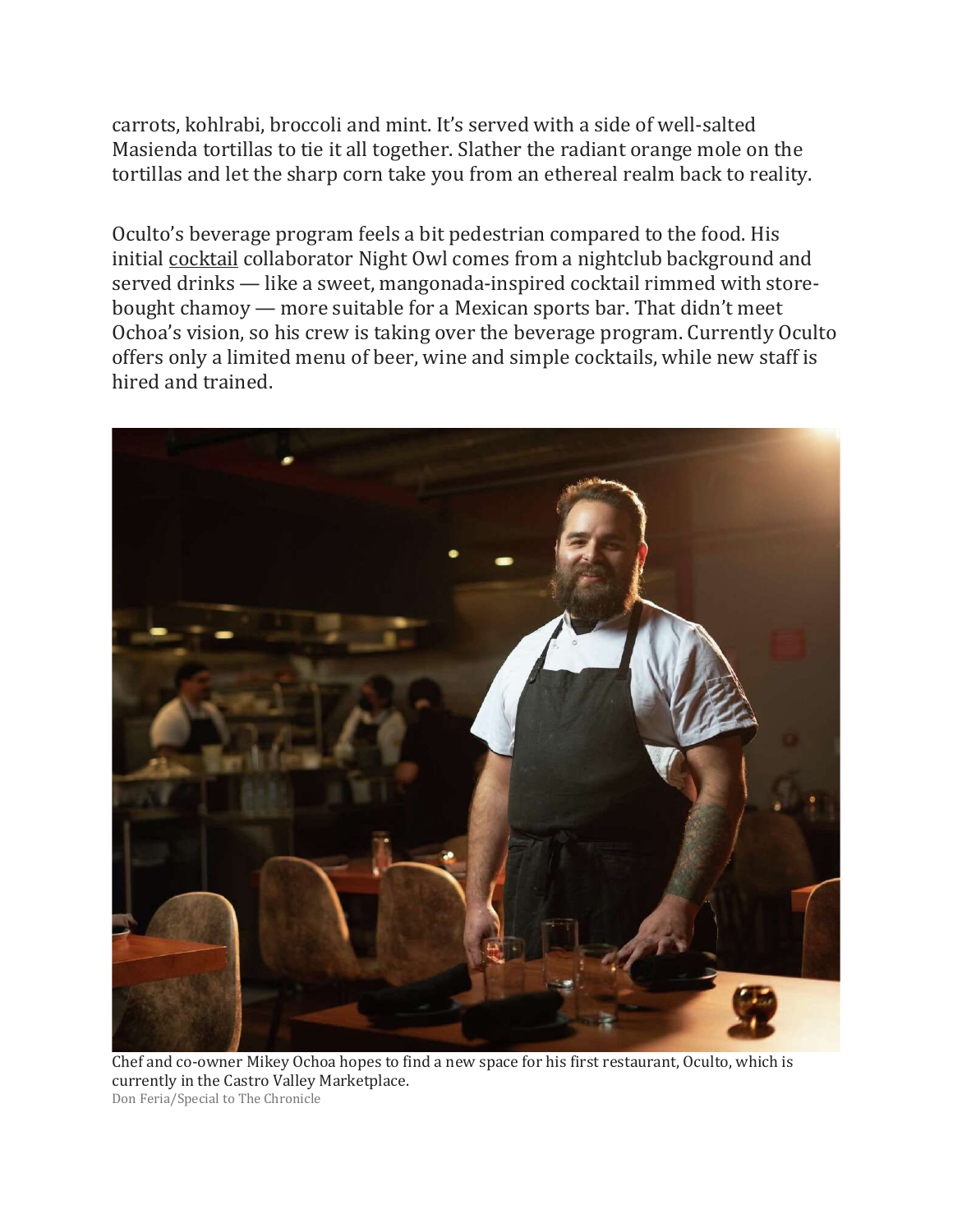carrots, kohlrabi, broccoli and mint. It's served with a side of well-salted Masienda tortillas to tie it all together. Slather the radiant orange mole on the tortillas and let the sharp corn take you from an ethereal realm back to reality.

Oculto's beverage program feels a bit pedestrian compared to the food. His initial cocktail collaborator Night Owl comes from a nightclub background and served drinks — like a sweet, mangonada-inspired cocktail rimmed with store-bought chamoy — more suitable for a Mexican sports bar. That didn't meet Ochoa's vision, so his crew is taking over the beverage program. Currently Oculto offers only a limited menu of beer, wine and simple cocktails, while new staff is hired and trained.

Chef and co-owner Mikey Ochoa hopes to find a new space for his first restaurant, Oculto, which is currently in the Castro Valley Marketplace.
Don Feria/Special to The Chronicle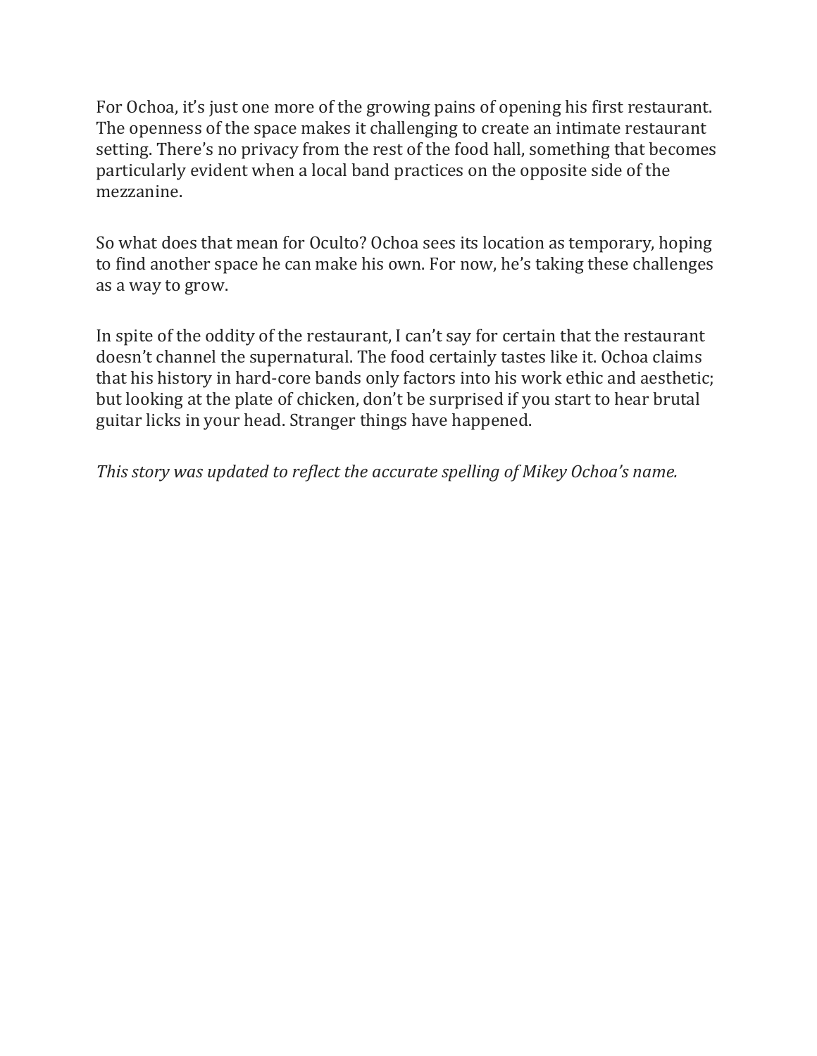For Ochoa, it’s just one more of the growing pains of opening his first restaurant. The openness of the space makes it challenging to create an intimate restaurant setting. There’s no privacy from the rest of the food hall, something that becomes particularly evident when a local band practices on the opposite side of the mezzanine.

So what does that mean for Oculto? Ochoa sees its location as temporary, hoping to find another space he can make his own. For now, he’s taking these challenges as a way to grow.

In spite of the oddity of the restaurant, I can’t say for certain that the restaurant doesn’t channel the supernatural. The food certainly tastes like it. Ochoa claims that his history in hard-core bands only factors into his work ethic and aesthetic; but looking at the plate of chicken, don’t be surprised if you start to hear brutal guitar licks in your head. Stranger things have happened.

*This story was updated to reflect the accurate spelling of Mikey Ochoa’s name.*